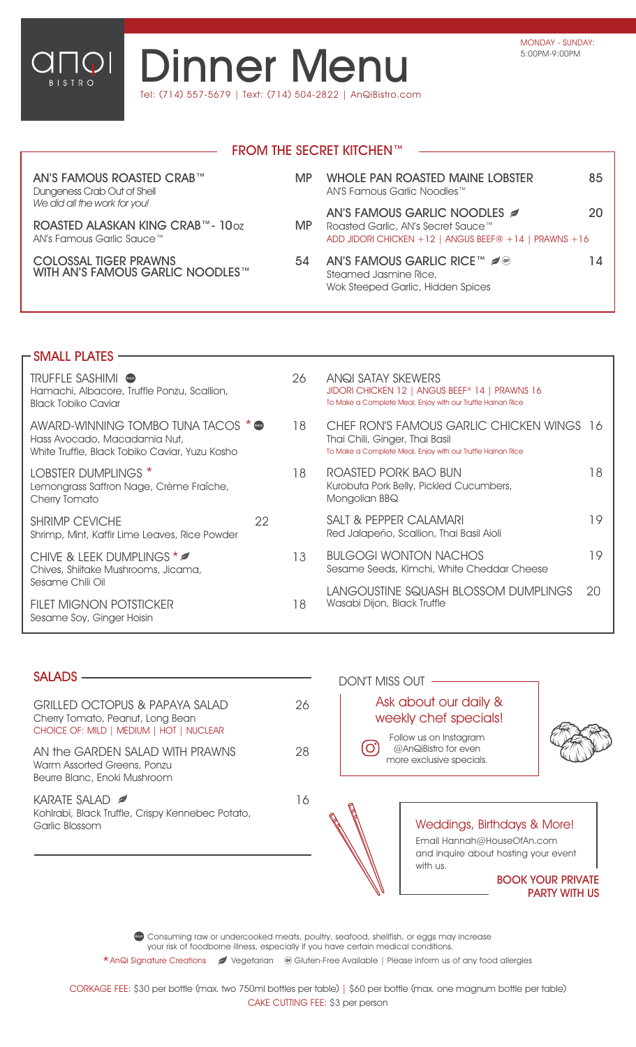# AnQi BISTRO Dinner Menu

Tel: (714) 557-5679 | Text: (714) 504-2822 | AnQiBistro.com

MONDAY - SUNDAY: 5:00PM-9:00PM

## FROM THE SECRET KITCHEN™

**AN'S FAMOUS ROASTED CRAB™** — MP
Dungeness Crab Out of Shell
*We did all the work for you!*

**ROASTED ALASKAN KING CRAB™- 10oz** — MP
AN'S Famous Garlic Sauce™

**COLOSSAL TIGER PRAWNS WITH AN'S FAMOUS GARLIC NOODLES™** — 54

**WHOLE PAN ROASTED MAINE LOBSTER** — 85
AN'S Famous Garlic Noodles™

**AN'S FAMOUS GARLIC NOODLES** (Vegetarian) — 20
Roasted Garlic, AN's Secret Sauce™
ADD JIDORI CHICKEN +12 | ANGUS BEEF® +14 | PRAWNS +16

**AN'S FAMOUS GARLIC RICE™** (Vegetarian, Gluten-Free Available) — 14
Steamed Jasmine Rice, Wok Steeped Garlic, Hidden Spices

## SMALL PLATES

**TRUFFLE SASHIMI** (RAW) — 26
Hamachi, Albacore, Truffle Ponzu, Scallion, Black Tobiko Caviar

**AWARD-WINNING TOMBO TUNA TACOS** * (RAW) — 18
Hass Avocado, Macadamia Nut, White Truffle, Black Tobiko Caviar, Yuzu Kosho

**LOBSTER DUMPLINGS** * — 18
Lemongrass Saffron Nage, Crème Fraîche, Cherry Tomato

**SHRIMP CEVICHE** — 22
Shrimp, Mint, Kaffir Lime Leaves, Rice Powder

**CHIVE & LEEK DUMPLINGS** * (Vegetarian) — 13
Chives, Shiitake Mushrooms, Jicama, Sesame Chili Oil

**FILET MIGNON POTSTICKER** — 18
Sesame Soy, Ginger Hoisin

**ANQI SATAY SKEWERS**
JIDORI CHICKEN 12 | ANGUS BEEF® 14 | PRAWNS 16
To Make a Complete Meal, Enjoy with our Truffle Hainan Rice

**CHEF RON'S FAMOUS GARLIC CHICKEN WINGS** — 16
Thai Chili, Ginger, Thai Basil
To Make a Complete Meal, Enjoy with our Truffle Hainan Rice

**ROASTED PORK BAO BUN** — 18
Kurobuta Pork Belly, Pickled Cucumbers, Mongolian BBQ

**SALT & PEPPER CALAMARI** — 19
Red Jalapeño, Scallion, Thai Basil Aioli

**BULGOGI WONTON NACHOS** — 19
Sesame Seeds, Kimchi, White Cheddar Cheese

**LANGOUSTINE SQUASH BLOSSOM DUMPLINGS** — 20
Wasabi Dijon, Black Truffle

## SALADS

**GRILLED OCTOPUS & PAPAYA SALAD** — 26
Cherry Tomato, Peanut, Long Bean
CHOICE OF: MILD | MEDIUM | HOT | NUCLEAR

**AN the GARDEN SALAD WITH PRAWNS** — 28
Warm Assorted Greens, Ponzu Beurre Blanc, Enoki Mushroom

**KARATE SALAD** (Vegetarian) — 16
Kohlrabi, Black Truffle, Crispy Kennebec Potato, Garlic Blossom

## DON'T MISS OUT

Ask about our daily & weekly chef specials!

Follow us on Instagram @AnQiBistro for even more exclusive specials.

### Weddings, Birthdays & More!

Email Hannah@HouseOfAn.com and inquire about hosting your event with us.

**BOOK YOUR PRIVATE PARTY WITH US**

---

(RAW) Consuming raw or undercooked meats, poultry, seafood, shellfish, or eggs may increase your risk of foodborne illness, especially if you have certain medical conditions.

* AnQi Signature Creations | Vegetarian | GF Gluten-Free Available | Please inform us of any food allergies

CORKAGE FEE: $30 per bottle (max. two 750ml bottles per table) | $60 per bottle (max. one magnum bottle per table)
CAKE CUTTING FEE: $3 per person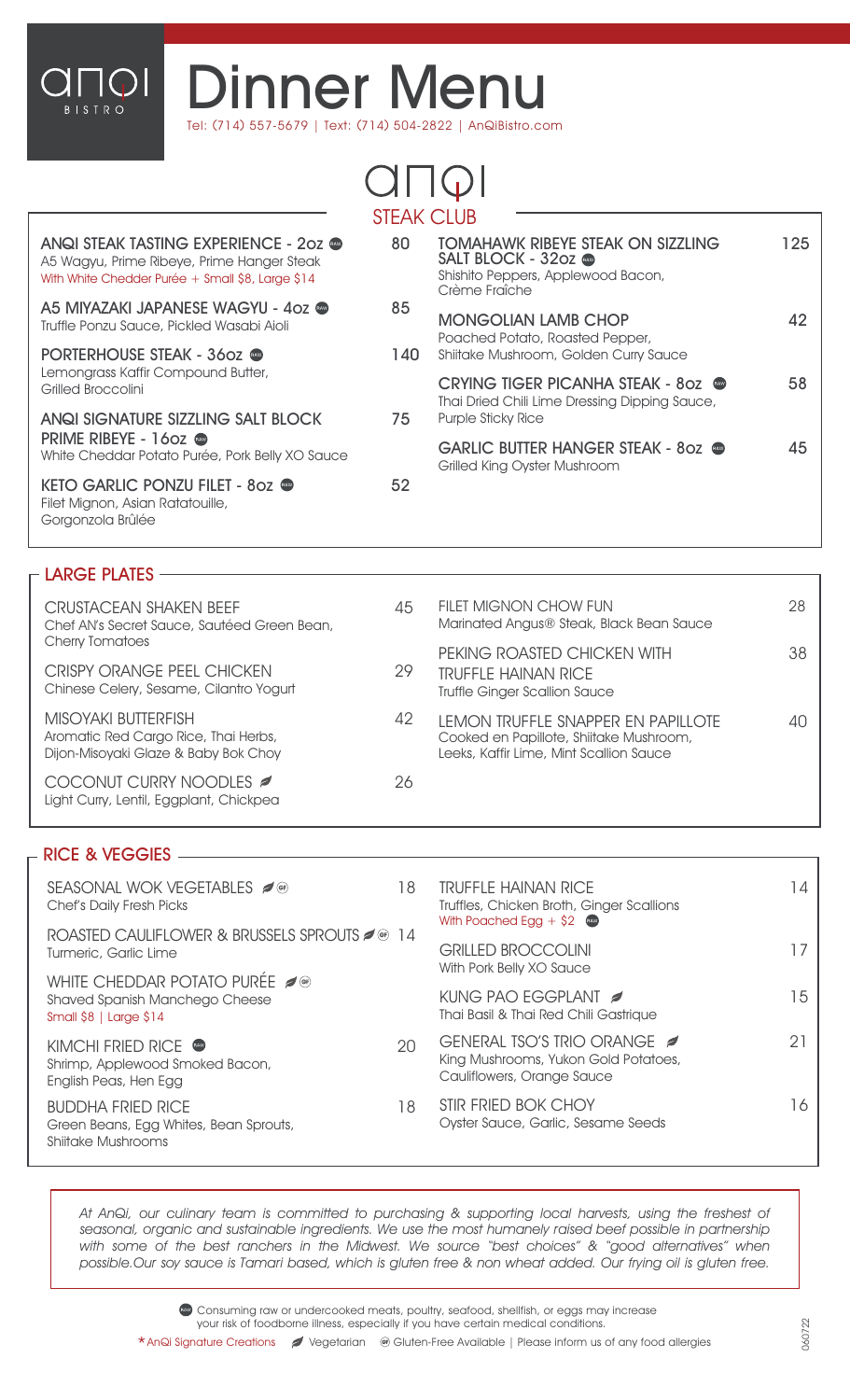# AnQi BISTRO Dinner Menu

Tel: (714) 557-5679 | Text: (714) 504-2822 | AnQiBistro.com

## AnQi STEAK CLUB

**ANQI STEAK TASTING EXPERIENCE - 2oz** (RAW) — 80
A5 Wagyu, Prime Ribeye, Prime Hanger Steak
With White Chedder Purée + Small $8, Large $14

**A5 MIYAZAKI JAPANESE WAGYU - 4oz** (RAW) — 85
Truffle Ponzu Sauce, Pickled Wasabi Aioli

**PORTERHOUSE STEAK - 36oz** (RAW) — 140
Lemongrass Kaffir Compound Butter, Grilled Broccolini

**ANQI SIGNATURE SIZZLING SALT BLOCK PRIME RIBEYE - 16oz** (RAW) — 75
White Cheddar Potato Purée, Pork Belly XO Sauce

**KETO GARLIC PONZU FILET - 8oz** (RAW) — 52
Filet Mignon, Asian Ratatouille, Gorgonzola Brûlée

**TOMAHAWK RIBEYE STEAK ON SIZZLING SALT BLOCK - 32oz** (RAW) — 125
Shishito Peppers, Applewood Bacon, Crème Fraîche

**MONGOLIAN LAMB CHOP** — 42
Poached Potato, Roasted Pepper, Shiitake Mushroom, Golden Curry Sauce

**CRYING TIGER PICANHA STEAK - 8oz** (RAW) — 58
Thai Dried Chili Lime Dressing Dipping Sauce, Purple Sticky Rice

**GARLIC BUTTER HANGER STEAK - 8oz** (RAW) — 45
Grilled King Oyster Mushroom

## LARGE PLATES

CRUSTACEAN SHAKEN BEEF — 45
Chef AN's Secret Sauce, Sautéed Green Bean, Cherry Tomatoes

CRISPY ORANGE PEEL CHICKEN — 29
Chinese Celery, Sesame, Cilantro Yogurt

MISOYAKI BUTTERFISH — 42
Aromatic Red Cargo Rice, Thai Herbs, Dijon-Misoyaki Glaze & Baby Bok Choy

COCONUT CURRY NOODLES (Vegetarian) — 26
Light Curry, Lentil, Eggplant, Chickpea

FILET MIGNON CHOW FUN — 28
Marinated Angus® Steak, Black Bean Sauce

PEKING ROASTED CHICKEN WITH TRUFFLE HAINAN RICE — 38
Truffle Ginger Scallion Sauce

LEMON TRUFFLE SNAPPER EN PAPILLOTE — 40
Cooked en Papillote, Shiitake Mushroom, Leeks, Kaffir Lime, Mint Scallion Sauce

## RICE & VEGGIES

SEASONAL WOK VEGETABLES (Vegetarian) (GF) — 18
Chef's Daily Fresh Picks

ROASTED CAULIFLOWER & BRUSSELS SPROUTS (Vegetarian) (GF) — 14
Turmeric, Garlic Lime

WHITE CHEDDAR POTATO PURÉE (Vegetarian) (GF)
Shaved Spanish Manchego Cheese
Small $8 | Large $14

KIMCHI FRIED RICE (RAW) — 20
Shrimp, Applewood Smoked Bacon, English Peas, Hen Egg

BUDDHA FRIED RICE — 18
Green Beans, Egg Whites, Bean Sprouts, Shiitake Mushrooms

TRUFFLE HAINAN RICE — 14
Truffles, Chicken Broth, Ginger Scallions
With Poached Egg + $2 (RAW)

GRILLED BROCCOLINI — 17
With Pork Belly XO Sauce

KUNG PAO EGGPLANT (Vegetarian) — 15
Thai Basil & Thai Red Chili Gastrique

GENERAL TSO'S TRIO ORANGE (Vegetarian) — 21
King Mushrooms, Yukon Gold Potatoes, Cauliflowers, Orange Sauce

STIR FRIED BOK CHOY — 16
Oyster Sauce, Garlic, Sesame Seeds

*At AnQi, our culinary team is committed to purchasing & supporting local harvests, using the freshest of seasonal, organic and sustainable ingredients. We use the most humanely raised beef possible in partnership with some of the best ranchers in the Midwest. We source "best choices" & "good alternatives" when possible. Our soy sauce is Tamari based, which is gluten free & non wheat added. Our frying oil is gluten free.*

(RAW) Consuming raw or undercooked meats, poultry, seafood, shellfish, or eggs may increase your risk of foodborne illness, especially if you have certain medical conditions.

*AnQi Signature Creations | (Vegetarian) Vegetarian | (GF) Gluten-Free Available | Please inform us of any food allergies

060722